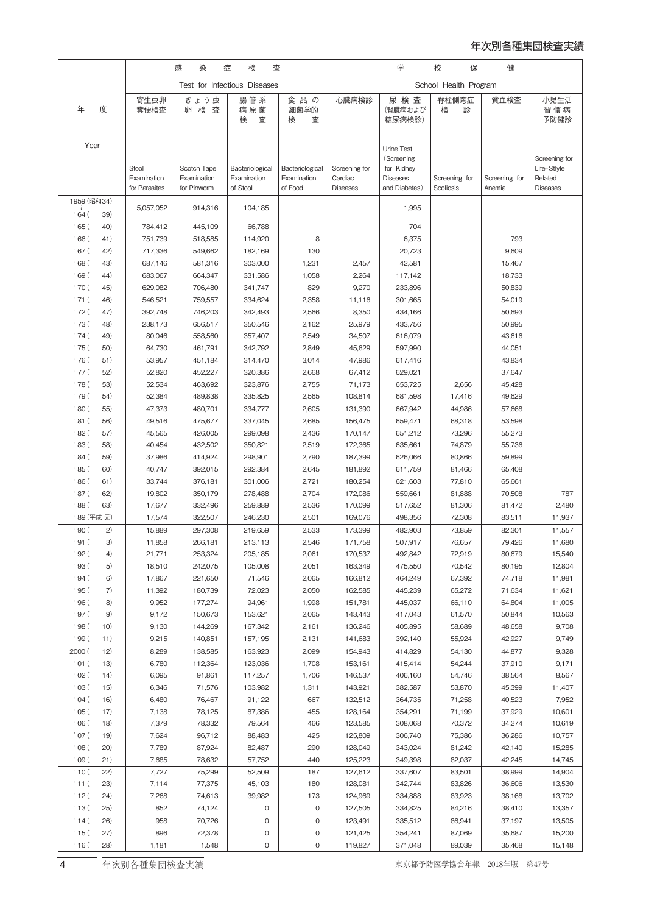# 年次別各種集団検査実績

| 年度 Year | 感染症検査 Test for Infectious Diseases | | | | 学校保健 School Health Program | | | | |
|---|---|---|---|---|---|---|---|---|---|
| | 寄生虫卵糞便検査 Stool Examination for Parasites | ぎょう虫卵検査 Scotch Tape Examination for Pinworm | 腸管系病原菌検査 Bacteriological Examination of Stool | 食品の細菌学的検査 Bacteriological Examination of Food | 心臓病検診 Screening for Cardiac Diseases | 尿検査（腎臓病および糖尿病検診） Urine Test (Screening for Kidney Diseases and Diabetes) | 脊柱側弯症検診 Screening for Scoliosis | 貧血検査 Screening for Anemia | 小児生活習慣病予防健診 Screening for Life-Stlyle Related Diseases |
| 1959（昭和34）〜'64（39） | 5,057,052 | 914,316 | 104,185 | | | 1,995 | | | |
| '65（40） | 784,412 | 445,109 | 66,788 | | | 704 | | | |
| '66（41） | 751,739 | 518,585 | 114,920 | 8 | | 6,375 | | 793 | |
| '67（42） | 717,336 | 549,662 | 182,169 | 130 | | 20,723 | | 9,609 | |
| '68（43） | 687,146 | 581,316 | 303,000 | 1,231 | 2,457 | 42,581 | | 15,467 | |
| '69（44） | 683,067 | 664,347 | 331,586 | 1,058 | 2,264 | 117,142 | | 18,733 | |
| '70（45） | 629,082 | 706,480 | 341,747 | 829 | 9,270 | 233,896 | | 50,839 | |
| '71（46） | 546,521 | 759,557 | 334,624 | 2,358 | 11,116 | 301,665 | | 54,019 | |
| '72（47） | 392,748 | 746,203 | 342,493 | 2,566 | 8,350 | 434,166 | | 50,693 | |
| '73（48） | 238,173 | 656,517 | 350,546 | 2,162 | 25,979 | 433,756 | | 50,995 | |
| '74（49） | 80,046 | 558,560 | 357,407 | 2,549 | 34,507 | 616,079 | | 43,616 | |
| '75（50） | 64,730 | 461,791 | 342,792 | 2,849 | 45,629 | 597,990 | | 44,051 | |
| '76（51） | 53,957 | 451,184 | 314,470 | 3,014 | 47,986 | 617,416 | | 43,834 | |
| '77（52） | 52,820 | 452,227 | 320,386 | 2,668 | 67,412 | 629,021 | | 37,647 | |
| '78（53） | 52,534 | 463,692 | 323,876 | 2,755 | 71,173 | 653,725 | 2,656 | 45,428 | |
| '79（54） | 52,384 | 489,838 | 335,825 | 2,565 | 108,814 | 681,598 | 17,416 | 49,629 | |
| '80（55） | 47,373 | 480,701 | 334,777 | 2,605 | 131,390 | 667,942 | 44,986 | 57,668 | |
| '81（56） | 49,516 | 475,677 | 337,045 | 2,685 | 156,475 | 659,471 | 68,318 | 53,598 | |
| '82（57） | 45,565 | 426,005 | 299,098 | 2,436 | 170,147 | 651,212 | 73,296 | 55,273 | |
| '83（58） | 40,454 | 432,502 | 350,821 | 2,519 | 172,365 | 635,661 | 74,879 | 55,736 | |
| '84（59） | 37,986 | 414,924 | 298,901 | 2,790 | 187,399 | 626,066 | 80,866 | 59,899 | |
| '85（60） | 40,747 | 392,015 | 292,384 | 2,645 | 181,892 | 611,759 | 81,466 | 65,408 | |
| '86（61） | 33,744 | 376,181 | 301,006 | 2,721 | 180,254 | 621,603 | 77,810 | 65,661 | |
| '87（62） | 19,802 | 350,179 | 278,488 | 2,704 | 172,086 | 559,661 | 81,888 | 70,508 | 787 |
| '88（63） | 17,677 | 332,496 | 259,889 | 2,536 | 170,099 | 517,652 | 81,306 | 81,472 | 2,480 |
| '89（平成元） | 17,574 | 322,507 | 246,230 | 2,501 | 169,076 | 498,356 | 72,308 | 83,511 | 11,937 |
| '90（2） | 15,889 | 297,308 | 219,659 | 2,533 | 173,399 | 482,903 | 73,859 | 82,301 | 11,557 |
| '91（3） | 11,858 | 266,181 | 213,113 | 2,546 | 171,758 | 507,917 | 76,657 | 79,426 | 11,680 |
| '92（4） | 21,771 | 253,324 | 205,185 | 2,061 | 170,537 | 492,842 | 72,919 | 80,679 | 15,540 |
| '93（5） | 18,510 | 242,075 | 105,008 | 2,051 | 163,349 | 475,550 | 70,542 | 80,195 | 12,804 |
| '94（6） | 17,867 | 221,650 | 71,546 | 2,065 | 166,812 | 464,249 | 67,392 | 74,718 | 11,981 |
| '95（7） | 11,392 | 180,739 | 72,023 | 2,050 | 162,585 | 445,239 | 65,272 | 71,634 | 11,621 |
| '96（8） | 9,952 | 177,274 | 94,961 | 1,998 | 151,781 | 445,037 | 66,110 | 64,804 | 11,005 |
| '97（9） | 9,172 | 150,673 | 153,621 | 2,065 | 143,443 | 417,043 | 61,570 | 50,844 | 10,563 |
| '98（10） | 9,130 | 144,269 | 167,342 | 2,161 | 136,246 | 405,895 | 58,689 | 48,658 | 9,708 |
| '99（11） | 9,215 | 140,851 | 157,195 | 2,131 | 141,683 | 392,140 | 55,924 | 42,927 | 9,749 |
| 2000（12） | 8,289 | 138,585 | 163,923 | 2,099 | 154,943 | 414,829 | 54,130 | 44,877 | 9,328 |
| '01（13） | 6,780 | 112,364 | 123,036 | 1,708 | 153,161 | 415,414 | 54,244 | 37,910 | 9,171 |
| '02（14） | 6,095 | 91,861 | 117,257 | 1,706 | 146,537 | 406,160 | 54,746 | 38,564 | 8,567 |
| '03（15） | 6,346 | 71,576 | 103,982 | 1,311 | 143,921 | 382,587 | 53,870 | 45,399 | 11,407 |
| '04（16） | 6,480 | 76,467 | 91,122 | 667 | 132,512 | 364,735 | 71,258 | 40,523 | 7,952 |
| '05（17） | 7,138 | 78,125 | 87,386 | 455 | 128,164 | 354,291 | 71,199 | 37,929 | 10,601 |
| '06（18） | 7,379 | 78,332 | 79,564 | 466 | 123,585 | 308,068 | 70,372 | 34,274 | 10,619 |
| '07（19） | 7,624 | 96,712 | 88,483 | 425 | 125,809 | 306,740 | 75,386 | 36,286 | 10,757 |
| '08（20） | 7,789 | 87,924 | 82,487 | 290 | 128,049 | 343,024 | 81,242 | 42,140 | 15,285 |
| '09（21） | 7,685 | 78,632 | 57,752 | 440 | 125,223 | 349,398 | 82,037 | 42,245 | 14,745 |
| '10（22） | 7,727 | 75,299 | 52,509 | 187 | 127,612 | 337,607 | 83,501 | 38,999 | 14,904 |
| '11（23） | 7,114 | 77,375 | 45,103 | 180 | 128,081 | 342,744 | 83,826 | 36,606 | 13,530 |
| '12（24） | 7,268 | 74,613 | 39,982 | 173 | 124,969 | 334,888 | 83,923 | 38,168 | 13,702 |
| '13（25） | 852 | 74,124 | 0 | 0 | 127,505 | 334,825 | 84,216 | 38,410 | 13,357 |
| '14（26） | 958 | 70,726 | 0 | 0 | 123,491 | 335,512 | 86,941 | 37,197 | 13,505 |
| '15（27） | 896 | 72,378 | 0 | 0 | 121,425 | 354,241 | 87,069 | 35,687 | 15,200 |
| '16（28） | 1,181 | 1,548 | 0 | 0 | 119,827 | 371,048 | 89,039 | 35,468 | 15,148 |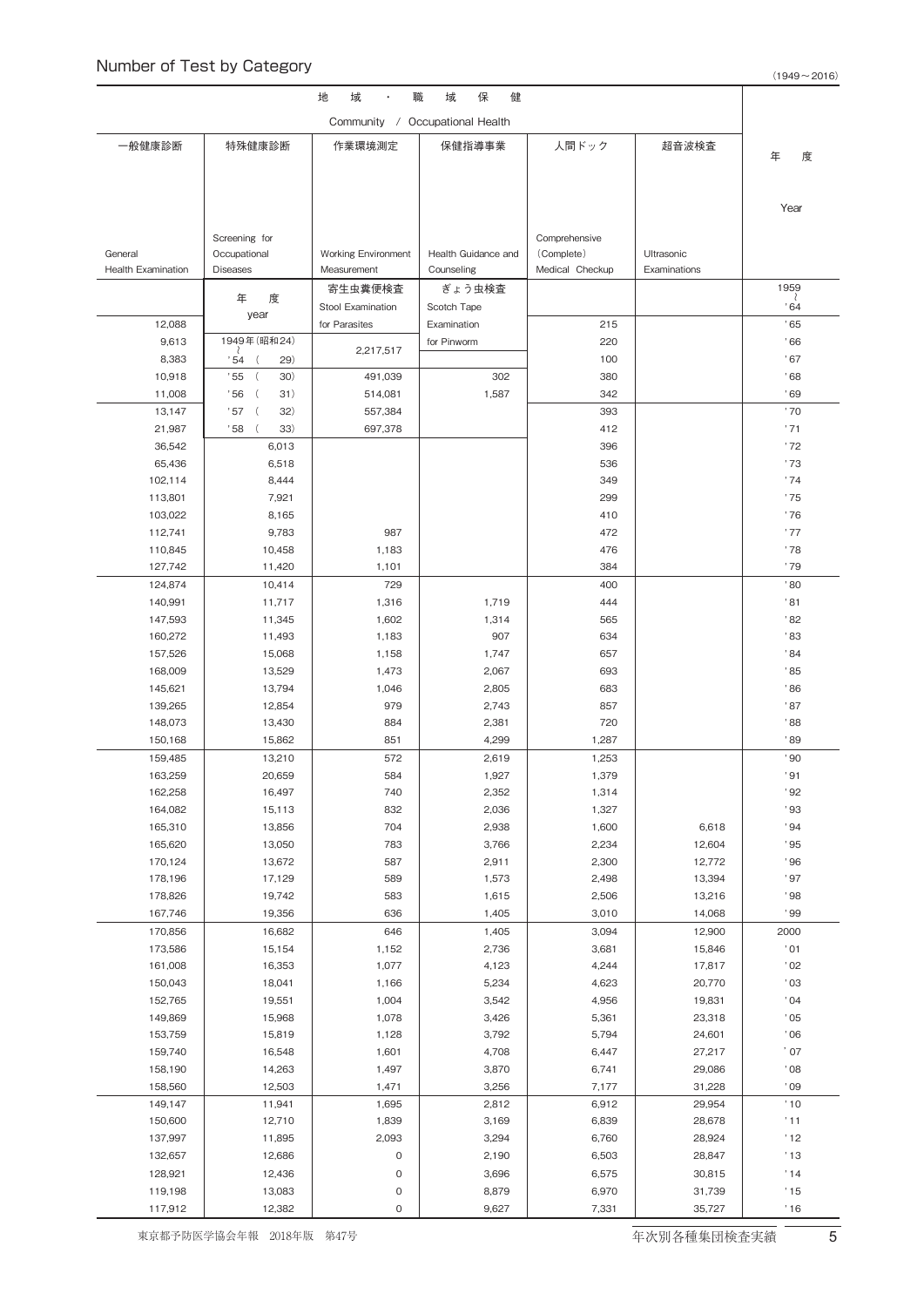## Number of Test by Category

（1949～2016）

| 地域・職域保健 Community / Occupational Health | | | | | | |
|---|---|---|---|---|---|---|
| 一般健康診断 General Health Examination | 特殊健康診断 Screening for Occupational Diseases | 作業環境測定 Working Environment Measurement | 保健指導事業 Health Guidance and Counseling | 人間ドック Comprehensive (Complete) Medical Checkup | 超音波検査 Ultrasonic Examinations | 年度 Year |
| | 年度 year | 寄生虫糞便検査 Stool Examination for Parasites | ぎょう虫検査 Scotch Tape Examination for Pinworm | | | 1959～'64 |
| 12,088 | | | | 215 | | '65 |
| 9,613 | 1949年(昭和24)～'54 (29) | 2,217,517 | | 220 | | '66 |
| 8,383 | | | | 100 | | '67 |
| 10,918 | '55 (30) | 491,039 | 302 | 380 | | '68 |
| 11,008 | '56 (31) | 514,081 | 1,587 | 342 | | '69 |
| 13,147 | '57 (32) | 557,384 | | 393 | | '70 |
| 21,987 | '58 (33) | 697,378 | | 412 | | '71 |
| 36,542 | 6,013 | | | 396 | | '72 |
| 65,436 | 6,518 | | | 536 | | '73 |
| 102,114 | 8,444 | | | 349 | | '74 |
| 113,801 | 7,921 | | | 299 | | '75 |
| 103,022 | 8,165 | | | 410 | | '76 |
| 112,741 | 9,783 | 987 | | 472 | | '77 |
| 110,845 | 10,458 | 1,183 | | 476 | | '78 |
| 127,742 | 11,420 | 1,101 | | 384 | | '79 |
| 124,874 | 10,414 | 729 | | 400 | | '80 |
| 140,991 | 11,717 | 1,316 | 1,719 | 444 | | '81 |
| 147,593 | 11,345 | 1,602 | 1,314 | 565 | | '82 |
| 160,272 | 11,493 | 1,183 | 907 | 634 | | '83 |
| 157,526 | 15,068 | 1,158 | 1,747 | 657 | | '84 |
| 168,009 | 13,529 | 1,473 | 2,067 | 693 | | '85 |
| 145,621 | 13,794 | 1,046 | 2,805 | 683 | | '86 |
| 139,265 | 12,854 | 979 | 2,743 | 857 | | '87 |
| 148,073 | 13,430 | 884 | 2,381 | 720 | | '88 |
| 150,168 | 15,862 | 851 | 4,299 | 1,287 | | '89 |
| 159,485 | 13,210 | 572 | 2,619 | 1,253 | | '90 |
| 163,259 | 20,659 | 584 | 1,927 | 1,379 | | '91 |
| 162,258 | 16,497 | 740 | 2,352 | 1,314 | | '92 |
| 164,082 | 15,113 | 832 | 2,036 | 1,327 | | '93 |
| 165,310 | 13,856 | 704 | 2,938 | 1,600 | 6,618 | '94 |
| 165,620 | 13,050 | 783 | 3,766 | 2,234 | 12,604 | '95 |
| 170,124 | 13,672 | 587 | 2,911 | 2,300 | 12,772 | '96 |
| 178,196 | 17,129 | 589 | 1,573 | 2,498 | 13,394 | '97 |
| 178,826 | 19,742 | 583 | 1,615 | 2,506 | 13,216 | '98 |
| 167,746 | 19,356 | 636 | 1,405 | 3,010 | 14,068 | '99 |
| 170,856 | 16,682 | 646 | 1,405 | 3,094 | 12,900 | 2000 |
| 173,586 | 15,154 | 1,152 | 2,736 | 3,681 | 15,846 | '01 |
| 161,008 | 16,353 | 1,077 | 4,123 | 4,244 | 17,817 | '02 |
| 150,043 | 18,041 | 1,166 | 5,234 | 4,623 | 20,770 | '03 |
| 152,765 | 19,551 | 1,004 | 3,542 | 4,956 | 19,831 | '04 |
| 149,869 | 15,968 | 1,078 | 3,426 | 5,361 | 23,318 | '05 |
| 153,759 | 15,819 | 1,128 | 3,792 | 5,794 | 24,601 | '06 |
| 159,740 | 16,548 | 1,601 | 4,708 | 6,447 | 27,217 | '07 |
| 158,190 | 14,263 | 1,497 | 3,870 | 6,741 | 29,086 | '08 |
| 158,560 | 12,503 | 1,471 | 3,256 | 7,177 | 31,228 | '09 |
| 149,147 | 11,941 | 1,695 | 2,812 | 6,912 | 29,954 | '10 |
| 150,600 | 12,710 | 1,839 | 3,169 | 6,839 | 28,678 | '11 |
| 137,997 | 11,895 | 2,093 | 3,294 | 6,760 | 28,924 | '12 |
| 132,657 | 12,686 | 0 | 2,190 | 6,503 | 28,847 | '13 |
| 128,921 | 12,436 | 0 | 3,696 | 6,575 | 30,815 | '14 |
| 119,198 | 13,083 | 0 | 8,879 | 6,970 | 31,739 | '15 |
| 117,912 | 12,382 | 0 | 9,627 | 7,331 | 35,727 | '16 |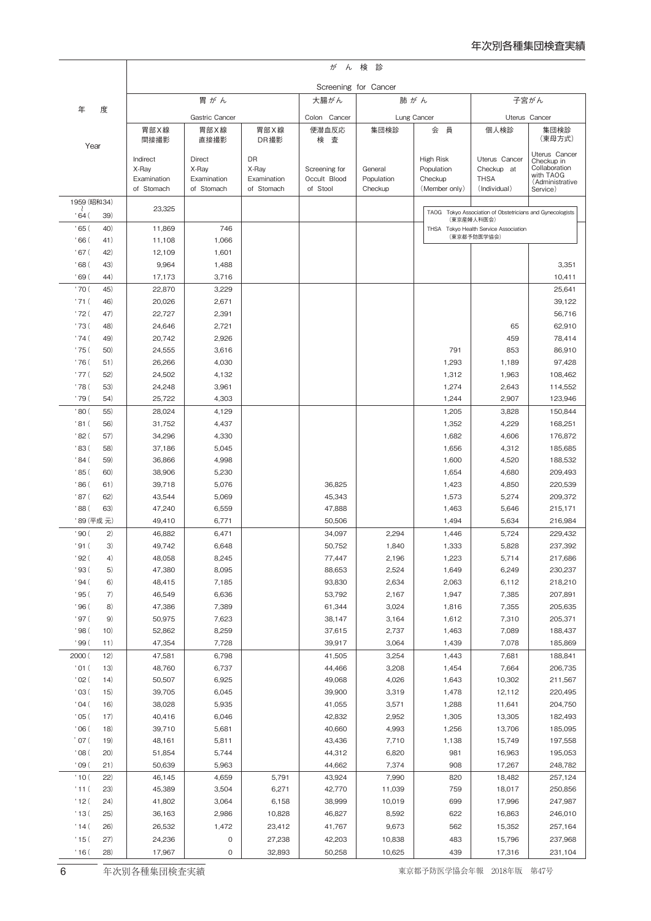| 年度 Year | がん検診 Screening for Cancer | | | | | | | |
|---|---|---|---|---|---|---|---|---|
| | 胃がん Gastric Cancer | | | 大腸がん Colon Cancer | 肺がん Lung Cancer | | 子宮がん Uterus Cancer | |
| | 胃部X線間接撮影 Indirect X-Ray Examination of Stomach | 胃部X線直接撮影 Direct X-Ray Examination of Stomach | 胃部X線DR撮影 DR X-Ray Examination of Stomach | 便潜血反応検査 Screening for Occult Blood of Stool | 集団検診 General Population Checkup | 会員 High Risk Population Checkup (Member only) | 個人検診 Uterus Cancer Checkup at THSA (Individual) | 集団検診(東母方式) Uterus Cancer Checkup in Collaboration with TAOG (Administrative Service) |
| 1959(昭和34)〜'64(39) | 23,325 | | | | | | | |
| '65(40) | 11,869 | 746 | | | | | | |
| '66(41) | 11,108 | 1,066 | | | | | | |
| '67(42) | 12,109 | 1,601 | | | | | | |
| '68(43) | 9,964 | 1,488 | | | | | | 3,351 |
| '69(44) | 17,173 | 3,716 | | | | | | 10,411 |
| '70(45) | 22,870 | 3,229 | | | | | | 25,641 |
| '71(46) | 20,026 | 2,671 | | | | | | 39,122 |
| '72(47) | 22,727 | 2,391 | | | | | | 56,716 |
| '73(48) | 24,646 | 2,721 | | | | | 65 | 62,910 |
| '74(49) | 20,742 | 2,926 | | | | | 459 | 78,414 |
| '75(50) | 24,555 | 3,616 | | | | 791 | 853 | 86,910 |
| '76(51) | 26,266 | 4,030 | | | | 1,293 | 1,189 | 97,428 |
| '77(52) | 24,502 | 4,132 | | | | 1,312 | 1,963 | 108,462 |
| '78(53) | 24,248 | 3,961 | | | | 1,274 | 2,643 | 114,552 |
| '79(54) | 25,722 | 4,303 | | | | 1,244 | 2,907 | 123,946 |
| '80(55) | 28,024 | 4,129 | | | | 1,205 | 3,828 | 150,844 |
| '81(56) | 31,752 | 4,437 | | | | 1,352 | 4,229 | 168,251 |
| '82(57) | 34,296 | 4,330 | | | | 1,682 | 4,606 | 176,872 |
| '83(58) | 37,186 | 5,045 | | | | 1,656 | 4,312 | 185,685 |
| '84(59) | 36,866 | 4,998 | | | | 1,600 | 4,520 | 188,532 |
| '85(60) | 38,906 | 5,230 | | | | 1,654 | 4,680 | 209,493 |
| '86(61) | 39,718 | 5,076 | | 36,825 | | 1,423 | 4,850 | 220,539 |
| '87(62) | 43,544 | 5,069 | | 45,343 | | 1,573 | 5,274 | 209,372 |
| '88(63) | 47,240 | 6,559 | | 47,888 | | 1,463 | 5,646 | 215,171 |
| '89(平成元) | 49,410 | 6,771 | | 50,506 | | 1,494 | 5,634 | 216,984 |
| '90(2) | 46,882 | 6,471 | | 34,097 | 2,294 | 1,446 | 5,724 | 229,432 |
| '91(3) | 49,742 | 6,648 | | 50,752 | 1,840 | 1,333 | 5,828 | 237,392 |
| '92(4) | 48,058 | 8,245 | | 77,447 | 2,196 | 1,223 | 5,714 | 217,686 |
| '93(5) | 47,380 | 8,095 | | 88,653 | 2,524 | 1,649 | 6,249 | 230,237 |
| '94(6) | 48,415 | 7,185 | | 93,830 | 2,634 | 2,063 | 6,112 | 218,210 |
| '95(7) | 46,549 | 6,636 | | 53,792 | 2,167 | 1,947 | 7,385 | 207,891 |
| '96(8) | 47,386 | 7,389 | | 61,344 | 3,024 | 1,816 | 7,355 | 205,635 |
| '97(9) | 50,975 | 7,623 | | 38,147 | 3,164 | 1,612 | 7,310 | 205,371 |
| '98(10) | 52,862 | 8,259 | | 37,615 | 2,737 | 1,463 | 7,089 | 188,437 |
| '99(11) | 47,354 | 7,728 | | 39,917 | 3,064 | 1,439 | 7,078 | 185,869 |
| 2000(12) | 47,581 | 6,798 | | 41,505 | 3,254 | 1,443 | 7,681 | 188,841 |
| '01(13) | 48,760 | 6,737 | | 44,466 | 3,208 | 1,454 | 7,664 | 206,735 |
| '02(14) | 50,507 | 6,925 | | 49,068 | 4,026 | 1,643 | 10,302 | 211,567 |
| '03(15) | 39,705 | 6,045 | | 39,900 | 3,319 | 1,478 | 12,112 | 220,495 |
| '04(16) | 38,028 | 5,935 | | 41,055 | 3,571 | 1,288 | 11,641 | 204,750 |
| '05(17) | 40,416 | 6,046 | | 42,832 | 2,952 | 1,305 | 13,305 | 182,493 |
| '06(18) | 39,710 | 5,681 | | 40,660 | 4,993 | 1,256 | 13,706 | 185,095 |
| '07(19) | 48,161 | 5,811 | | 43,436 | 7,710 | 1,138 | 15,749 | 197,558 |
| '08(20) | 51,854 | 5,744 | | 44,312 | 6,820 | 981 | 16,963 | 195,053 |
| '09(21) | 50,639 | 5,963 | | 44,662 | 7,374 | 908 | 17,267 | 248,782 |
| '10(22) | 46,145 | 4,659 | 5,791 | 43,924 | 7,990 | 820 | 18,482 | 257,124 |
| '11(23) | 45,389 | 3,504 | 6,271 | 42,770 | 11,039 | 759 | 18,017 | 250,856 |
| '12(24) | 41,802 | 3,064 | 6,158 | 38,999 | 10,019 | 699 | 17,996 | 247,987 |
| '13(25) | 36,163 | 2,986 | 10,828 | 46,827 | 8,592 | 622 | 16,863 | 246,010 |
| '14(26) | 26,532 | 1,472 | 23,412 | 41,767 | 9,673 | 562 | 15,352 | 257,164 |
| '15(27) | 24,236 | 0 | 27,238 | 42,203 | 10,838 | 483 | 15,796 | 237,968 |
| '16(28) | 17,967 | 0 | 32,893 | 50,258 | 10,625 | 439 | 17,316 | 231,104 |

TAOG Tokyo Association of Obstetricians and Gynecologists (東京産婦人科医会)
THSA Tokyo Health Service Association (東京都予防医学協会)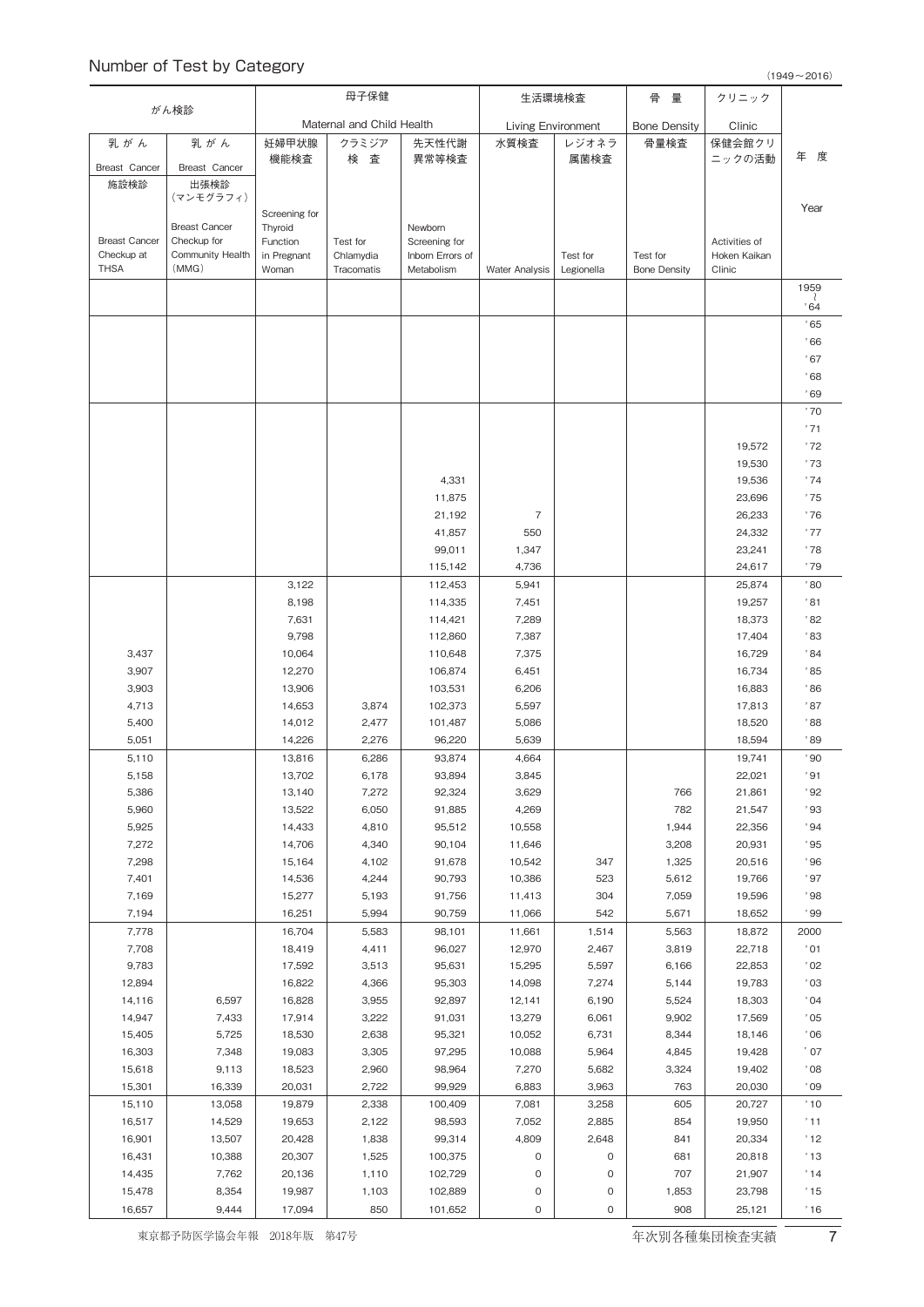## Number of Test by Category

(1949～2016)

| がん検診 | | 母子保健 | | | 生活環境検査 | | 骨　量 | クリニック | |
|---|---|---|---|---|---|---|---|---|---|
| | | Maternal and Child Health | | | Living Environment | | Bone Density | Clinic | |
| 乳がん<br>Breast Cancer<br>施設検診<br>Breast Cancer Checkup at THSA | 乳がん<br>Breast Cancer<br>出張検診（マンモグラフィ）<br>Breast Cancer Checkup for Community Health (MMG) | 妊婦甲状腺機能検査<br>Screening for Thyroid Function in Pregnant Woman | クラミジア検査<br>Test for Chlamydia Tracomatis | 先天性代謝異常等検査<br>Newborn Screening for Inborn Errors of Metabolism | 水質検査<br>Water Analysis | レジオネラ属菌検査<br>Test for Legionella | 骨量検査<br>Test for Bone Density | 保健会館クリニックの活動<br>Activities of Hoken Kaikan Clinic | 年度<br>Year |
| | | | | | | | | | 1959～'64 |
| | | | | | | | | | '65 |
| | | | | | | | | | '66 |
| | | | | | | | | | '67 |
| | | | | | | | | | '68 |
| | | | | | | | | | '69 |
| | | | | | | | | | '70 |
| | | | | | | | | | '71 |
| | | | | | | | | 19,572 | '72 |
| | | | | | | | | 19,530 | '73 |
| | | | | 4,331 | | | | 19,536 | '74 |
| | | | | 11,875 | | | | 23,696 | '75 |
| | | | | 21,192 | 7 | | | 26,233 | '76 |
| | | | | 41,857 | 550 | | | 24,332 | '77 |
| | | | | 99,011 | 1,347 | | | 23,241 | '78 |
| | | | | 115,142 | 4,736 | | | 24,617 | '79 |
| | | 3,122 | | 112,453 | 5,941 | | | 25,874 | '80 |
| | | 8,198 | | 114,335 | 7,451 | | | 19,257 | '81 |
| | | 7,631 | | 114,421 | 7,289 | | | 18,373 | '82 |
| | | 9,798 | | 112,860 | 7,387 | | | 17,404 | '83 |
| 3,437 | | 10,064 | | 110,648 | 7,375 | | | 16,729 | '84 |
| 3,907 | | 12,270 | | 106,874 | 6,451 | | | 16,734 | '85 |
| 3,903 | | 13,906 | | 103,531 | 6,206 | | | 16,883 | '86 |
| 4,713 | | 14,653 | 3,874 | 102,373 | 5,597 | | | 17,813 | '87 |
| 5,400 | | 14,012 | 2,477 | 101,487 | 5,086 | | | 18,520 | '88 |
| 5,051 | | 14,226 | 2,276 | 96,220 | 5,639 | | | 18,594 | '89 |
| 5,110 | | 13,816 | 6,286 | 93,874 | 4,664 | | | 19,741 | '90 |
| 5,158 | | 13,702 | 6,178 | 93,894 | 3,845 | | | 22,021 | '91 |
| 5,386 | | 13,140 | 7,272 | 92,324 | 3,629 | | 766 | 21,861 | '92 |
| 5,960 | | 13,522 | 6,050 | 91,885 | 4,269 | | 782 | 21,547 | '93 |
| 5,925 | | 14,433 | 4,810 | 95,512 | 10,558 | | 1,944 | 22,356 | '94 |
| 7,272 | | 14,706 | 4,340 | 90,104 | 11,646 | | 3,208 | 20,931 | '95 |
| 7,298 | | 15,164 | 4,102 | 91,678 | 10,542 | 347 | 1,325 | 20,516 | '96 |
| 7,401 | | 14,536 | 4,244 | 90,793 | 10,386 | 523 | 5,612 | 19,766 | '97 |
| 7,169 | | 15,277 | 5,193 | 91,756 | 11,413 | 304 | 7,059 | 19,596 | '98 |
| 7,194 | | 16,251 | 5,994 | 90,759 | 11,066 | 542 | 5,671 | 18,652 | '99 |
| 7,778 | | 16,704 | 5,583 | 98,101 | 11,661 | 1,514 | 5,563 | 18,872 | 2000 |
| 7,708 | | 18,419 | 4,411 | 96,027 | 12,970 | 2,467 | 3,819 | 22,718 | '01 |
| 9,783 | | 17,592 | 3,513 | 95,631 | 15,295 | 5,597 | 6,166 | 22,853 | '02 |
| 12,894 | | 16,822 | 4,366 | 95,303 | 14,098 | 7,274 | 5,144 | 19,783 | '03 |
| 14,116 | 6,597 | 16,828 | 3,955 | 92,897 | 12,141 | 6,190 | 5,524 | 18,303 | '04 |
| 14,947 | 7,433 | 17,914 | 3,222 | 91,031 | 13,279 | 6,061 | 9,902 | 17,569 | '05 |
| 15,405 | 5,725 | 18,530 | 2,638 | 95,321 | 10,052 | 6,731 | 8,344 | 18,146 | '06 |
| 16,303 | 7,348 | 19,083 | 3,305 | 97,295 | 10,088 | 5,964 | 4,845 | 19,428 | '07 |
| 15,618 | 9,113 | 18,523 | 2,960 | 98,964 | 7,270 | 5,682 | 3,324 | 19,402 | '08 |
| 15,301 | 16,339 | 20,031 | 2,722 | 99,929 | 6,883 | 3,963 | 763 | 20,030 | '09 |
| 15,110 | 13,058 | 19,879 | 2,338 | 100,409 | 7,081 | 3,258 | 605 | 20,727 | '10 |
| 16,517 | 14,529 | 19,653 | 2,122 | 98,593 | 7,052 | 2,885 | 854 | 19,950 | '11 |
| 16,901 | 13,507 | 20,428 | 1,838 | 99,314 | 4,809 | 2,648 | 841 | 20,334 | '12 |
| 16,431 | 10,388 | 20,307 | 1,525 | 100,375 | 0 | 0 | 681 | 20,818 | '13 |
| 14,435 | 7,762 | 20,136 | 1,110 | 102,729 | 0 | 0 | 707 | 21,907 | '14 |
| 15,478 | 8,354 | 19,987 | 1,103 | 102,889 | 0 | 0 | 1,853 | 23,798 | '15 |
| 16,657 | 9,444 | 17,094 | 850 | 101,652 | 0 | 0 | 908 | 25,121 | '16 |

東京都予防医学協会年報　2018年版　第47号

年次別各種集団検査実績